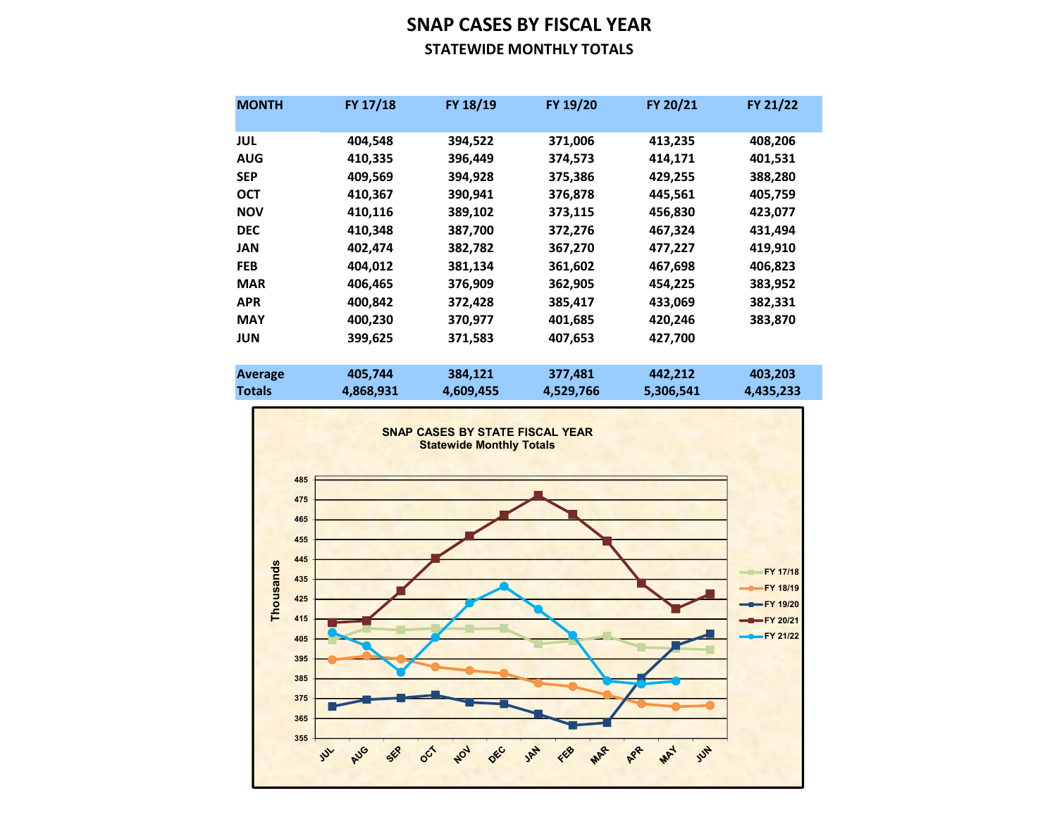# SNAP CASES BY FISCAL YEAR

## STATEWIDE MONTHLY TOTALS

| MONTH | FY 17/18 | FY 18/19 | FY 19/20 | FY 20/21 | FY 21/22 |
|---|---|---|---|---|---|
| JUL | 404,548 | 394,522 | 371,006 | 413,235 | 408,206 |
| AUG | 410,335 | 396,449 | 374,573 | 414,171 | 401,531 |
| SEP | 409,569 | 394,928 | 375,386 | 429,255 | 388,280 |
| OCT | 410,367 | 390,941 | 376,878 | 445,561 | 405,759 |
| NOV | 410,116 | 389,102 | 373,115 | 456,830 | 423,077 |
| DEC | 410,348 | 387,700 | 372,276 | 467,324 | 431,494 |
| JAN | 402,474 | 382,782 | 367,270 | 477,227 | 419,910 |
| FEB | 404,012 | 381,134 | 361,602 | 467,698 | 406,823 |
| MAR | 406,465 | 376,909 | 362,905 | 454,225 | 383,952 |
| APR | 400,842 | 372,428 | 385,417 | 433,069 | 382,331 |
| MAY | 400,230 | 370,977 | 401,685 | 420,246 | 383,870 |
| JUN | 399,625 | 371,583 | 407,653 | 427,700 | |
| **Average** | **405,744** | **384,121** | **377,481** | **442,212** | **403,203** |
| **Totals** | **4,868,931** | **4,609,455** | **4,529,766** | **5,306,541** | **4,435,233** |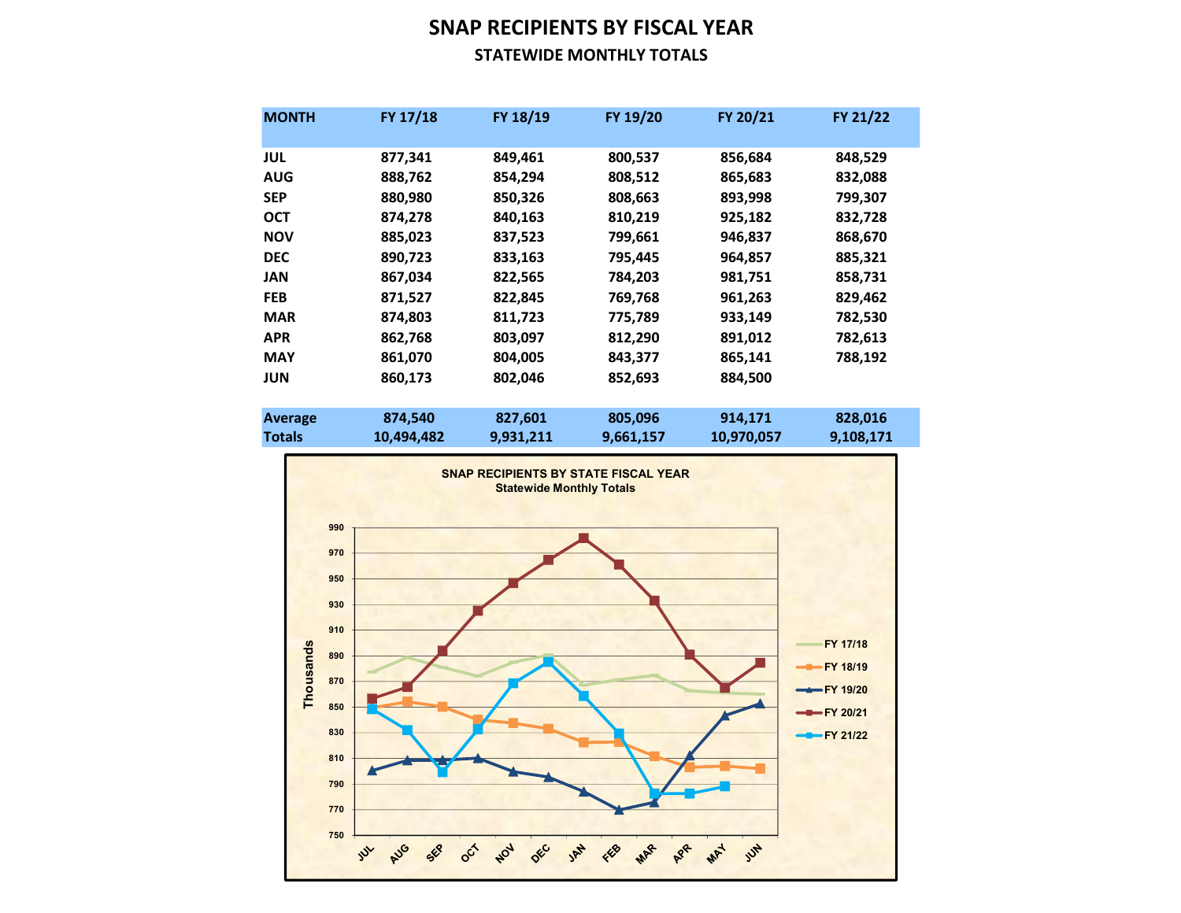# SNAP RECIPIENTS BY FISCAL YEAR

## STATEWIDE MONTHLY TOTALS

| MONTH | FY 17/18 | FY 18/19 | FY 19/20 | FY 20/21 | FY 21/22 |
|---|---|---|---|---|---|
| JUL | 877,341 | 849,461 | 800,537 | 856,684 | 848,529 |
| AUG | 888,762 | 854,294 | 808,512 | 865,683 | 832,088 |
| SEP | 880,980 | 850,326 | 808,663 | 893,998 | 799,307 |
| OCT | 874,278 | 840,163 | 810,219 | 925,182 | 832,728 |
| NOV | 885,023 | 837,523 | 799,661 | 946,837 | 868,670 |
| DEC | 890,723 | 833,163 | 795,445 | 964,857 | 885,321 |
| JAN | 867,034 | 822,565 | 784,203 | 981,751 | 858,731 |
| FEB | 871,527 | 822,845 | 769,768 | 961,263 | 829,462 |
| MAR | 874,803 | 811,723 | 775,789 | 933,149 | 782,530 |
| APR | 862,768 | 803,097 | 812,290 | 891,012 | 782,613 |
| MAY | 861,070 | 804,005 | 843,377 | 865,141 | 788,192 |
| JUN | 860,173 | 802,046 | 852,693 | 884,500 | |
| **Average** | 874,540 | 827,601 | 805,096 | 914,171 | 828,016 |
| **Totals** | 10,494,482 | 9,931,211 | 9,661,157 | 10,970,057 | 9,108,171 |

SNAP RECIPIENTS BY STATE FISCAL YEAR
Statewide Monthly Totals

Thousands

990
970
950
930
910
890
870
850
830
810
790
770
750

JUL AUG SEP OCT NOV DEC JAN FEB MAR APR MAY JUN

FY 17/18
FY 18/19
FY 19/20
FY 20/21
FY 21/22